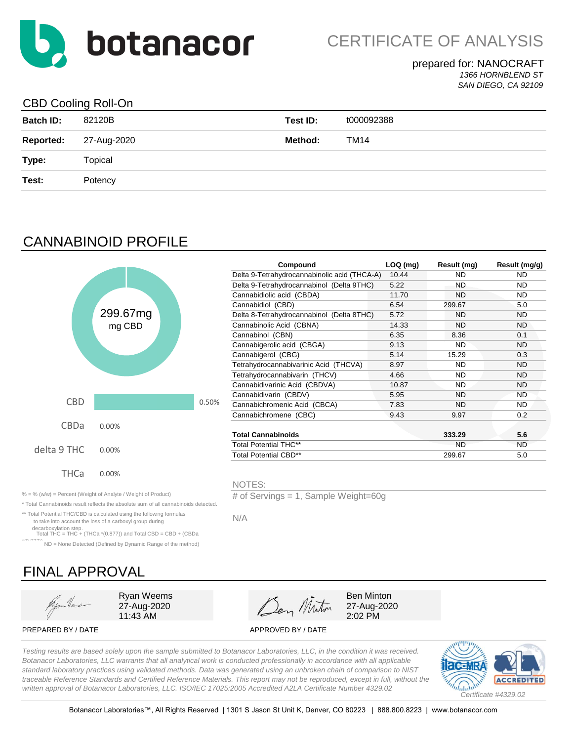# botanacor

## CERTIFICATE OF ANALYSIS

prepared for: NANOCRAFT
*1366 HORNBLEND ST*
*SAN DIEGO, CA 92109*

### CBD Cooling Roll-On

| | | | |
|---|---|---|---|
| **Batch ID:** | 82120B | **Test ID:** | t000092388 |
| **Reported:** | 27-Aug-2020 | **Method:** | TM14 |
| **Type:** | Topical | | |
| **Test:** | Potency | | |

## CANNABINOID PROFILE

299.67mg
mg CBD

CBD 0.50%
CBDa 0.00%
delta 9 THC 0.00%
THCa 0.00%

| Compound | LOQ (mg) | Result (mg) | Result (mg/g) |
|---|---|---|---|
| Delta 9-Tetrahydrocannabinolic acid (THCA-A) | 10.44 | ND | ND |
| Delta 9-Tetrahydrocannabinol (Delta 9THC) | 5.22 | ND | ND |
| Cannabidiolic acid (CBDA) | 11.70 | ND | ND |
| Cannabidiol (CBD) | 6.54 | 299.67 | 5.0 |
| Delta 8-Tetrahydrocannabinol (Delta 8THC) | 5.72 | ND | ND |
| Cannabinolic Acid (CBNA) | 14.33 | ND | ND |
| Cannabinol (CBN) | 6.35 | 8.36 | 0.1 |
| Cannabigerolic acid (CBGA) | 9.13 | ND | ND |
| Cannabigerol (CBG) | 5.14 | 15.29 | 0.3 |
| Tetrahydrocannabivarinic Acid (THCVA) | 8.97 | ND | ND |
| Tetrahydrocannabivarin (THCV) | 4.66 | ND | ND |
| Cannabidivarinic Acid (CBDVA) | 10.87 | ND | ND |
| Cannabidivarin (CBDV) | 5.95 | ND | ND |
| Cannabichromenic Acid (CBCA) | 7.83 | ND | ND |
| Cannabichromene (CBC) | 9.43 | 9.97 | 0.2 |
| **Total Cannabinoids** | | **333.29** | **5.6** |
| Total Potential THC** | | ND | ND |
| Total Potential CBD** | | 299.67 | 5.0 |

% = % (w/w) = Percent (Weight of Analyte / Weight of Product)

* Total Cannabinoids result reflects the absolute sum of all cannabinoids detected.

** Total Potential THC/CBD is calculated using the following formulas to take into account the loss of a carboxyl group during decarboxylation step.
Total THC = THC + (THCa *(0.877)) and Total CBD = CBD + (CBDa *(0.877))

ND = None Detected (Defined by Dynamic Range of the method)

NOTES:
# of Servings = 1, Sample Weight=60g

N/A

## FINAL APPROVAL

Ryan Weems
27-Aug-2020
11:43 AM

PREPARED BY / DATE

Ben Minton
27-Aug-2020
2:02 PM

APPROVED BY / DATE

*Testing results are based solely upon the sample submitted to Botanacor Laboratories, LLC, in the condition it was received. Botanacor Laboratories, LLC warrants that all analytical work is conducted professionally in accordance with all applicable standard laboratory practices using validated methods. Data was generated using an unbroken chain of comparison to NIST traceable Reference Standards and Certified Reference Materials. This report may not be reproduced, except in full, without the written approval of Botanacor Laboratories, LLC. ISO/IEC 17025:2005 Accredited A2LA Certificate Number 4329.02*

ilac-MRA A2LA ACCREDITED
*Certificate #4329.02*

Botanacor Laboratories™, All Rights Reserved | 1301 S Jason St Unit K, Denver, CO 80223 | 888.800.8223 | www.botanacor.com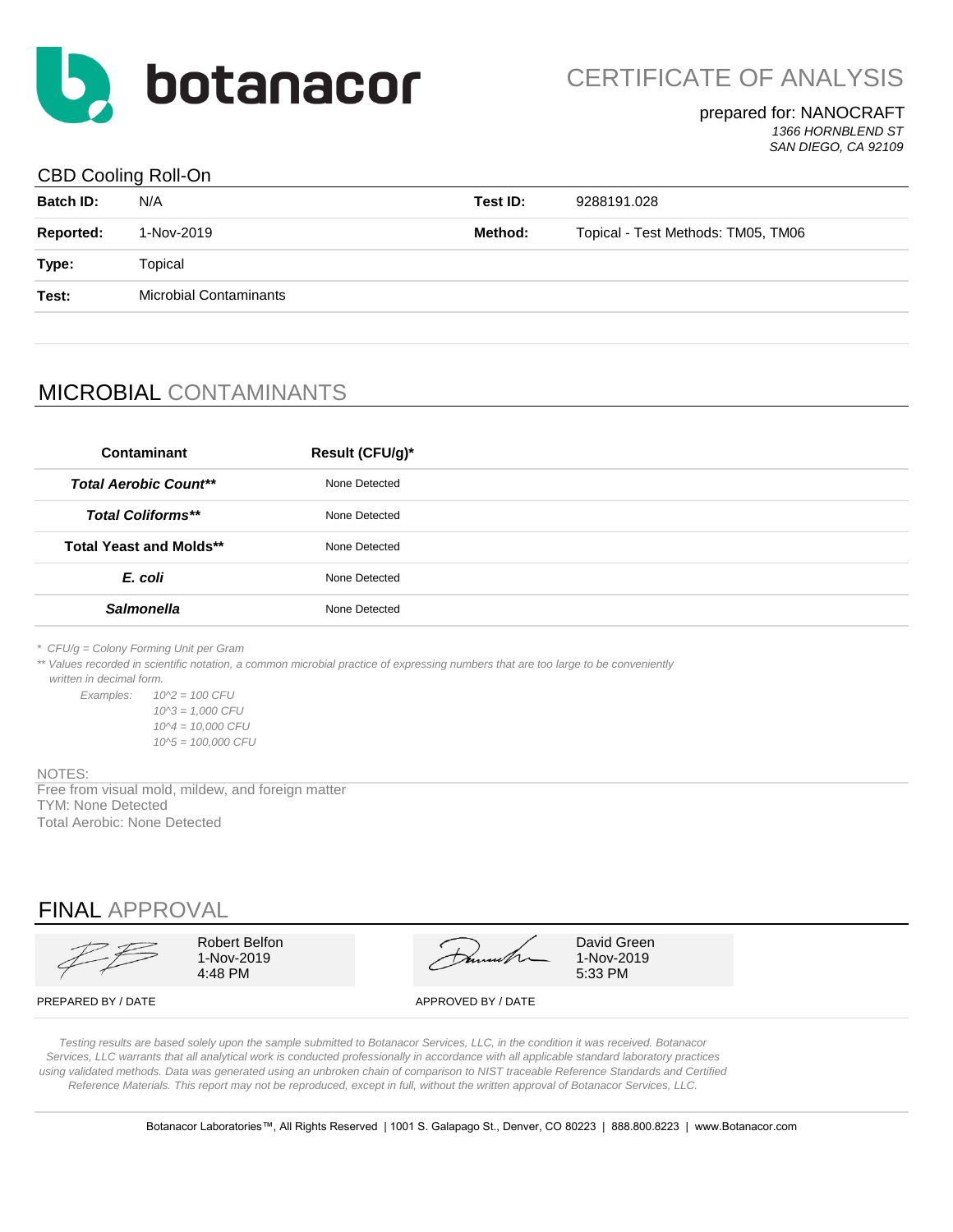# botanacor

CERTIFICATE OF ANALYSIS

prepared for: NANOCRAFT
*1366 HORNBLEND ST*
*SAN DIEGO, CA 92109*

## CBD Cooling Roll-On

| | | | |
|---|---|---|---|
| **Batch ID:** | N/A | **Test ID:** | 9288191.028 |
| **Reported:** | 1-Nov-2019 | **Method:** | Topical - Test Methods: TM05, TM06 |
| **Type:** | Topical | | |
| **Test:** | Microbial Contaminants | | |

## MICROBIAL CONTAMINANTS

| Contaminant | Result (CFU/g)* |
|---|---|
| ***Total Aerobic Count**** | None Detected |
| ***Total Coliforms**** | None Detected |
| **Total Yeast and Molds**** | None Detected |
| ***E. coli*** | None Detected |
| ***Salmonella*** | None Detected |

*\* CFU/g = Colony Forming Unit per Gram*

*\*\* Values recorded in scientific notation, a common microbial practice of expressing numbers that are too large to be conveniently written in decimal form.*

*Examples:*
- *10^2 = 100 CFU*
- *10^3 = 1,000 CFU*
- *10^4 = 10,000 CFU*
- *10^5 = 100,000 CFU*

NOTES:
Free from visual mold, mildew, and foreign matter
TYM: None Detected
Total Aerobic: None Detected

## FINAL APPROVAL

| | |
|---|---|
| Robert Belfon<br>1-Nov-2019<br>4:48 PM | David Green<br>1-Nov-2019<br>5:33 PM |
| PREPARED BY / DATE | APPROVED BY / DATE |

*Testing results are based solely upon the sample submitted to Botanacor Services, LLC, in the condition it was received. Botanacor Services, LLC warrants that all analytical work is conducted professionally in accordance with all applicable standard laboratory practices using validated methods. Data was generated using an unbroken chain of comparison to NIST traceable Reference Standards and Certified Reference Materials. This report may not be reproduced, except in full, without the written approval of Botanacor Services, LLC.*

Botanacor Laboratories™, All Rights Reserved | 1001 S. Galapago St., Denver, CO 80223 | 888.800.8223 | www.Botanacor.com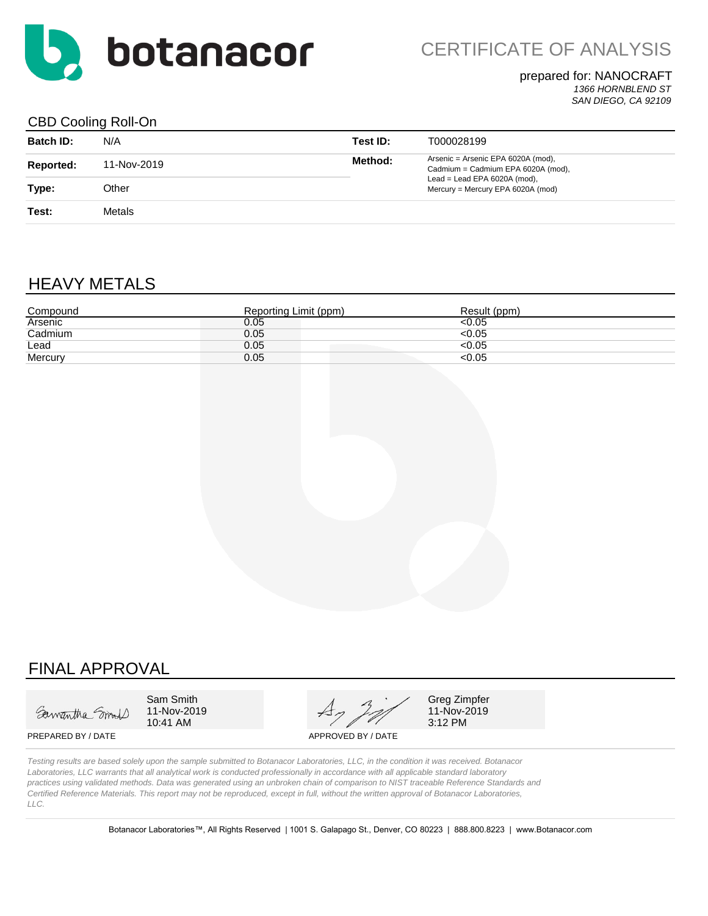botanacor

# CERTIFICATE OF ANALYSIS

prepared for: NANOCRAFT
*1366 HORNBLEND ST*
*SAN DIEGO, CA 92109*

## CBD Cooling Roll-On

| | | | |
|---|---|---|---|
| **Batch ID:** | N/A | **Test ID:** | T000028199 |
| **Reported:** | 11-Nov-2019 | **Method:** | Arsenic = Arsenic EPA 6020A (mod), Cadmium = Cadmium EPA 6020A (mod), Lead = Lead EPA 6020A (mod), Mercury = Mercury EPA 6020A (mod) |
| **Type:** | Other | | |
| **Test:** | Metals | | |

## HEAVY METALS

| Compound | Reporting Limit (ppm) | Result (ppm) |
|---|---|---|
| Arsenic | 0.05 | <0.05 |
| Cadmium | 0.05 | <0.05 |
| Lead | 0.05 | <0.05 |
| Mercury | 0.05 | <0.05 |

## FINAL APPROVAL

| | |
|---|---|
| Sam Smith<br>11-Nov-2019<br>10:41 AM | Greg Zimpfer<br>11-Nov-2019<br>3:12 PM |
| PREPARED BY / DATE | APPROVED BY / DATE |

*Testing results are based solely upon the sample submitted to Botanacor Laboratories, LLC, in the condition it was received. Botanacor Laboratories, LLC warrants that all analytical work is conducted professionally in accordance with all applicable standard laboratory practices using validated methods. Data was generated using an unbroken chain of comparison to NIST traceable Reference Standards and Certified Reference Materials. This report may not be reproduced, except in full, without the written approval of Botanacor Laboratories, LLC.*

Botanacor Laboratories™, All Rights Reserved | 1001 S. Galapago St., Denver, CO 80223 | 888.800.8223 | www.Botanacor.com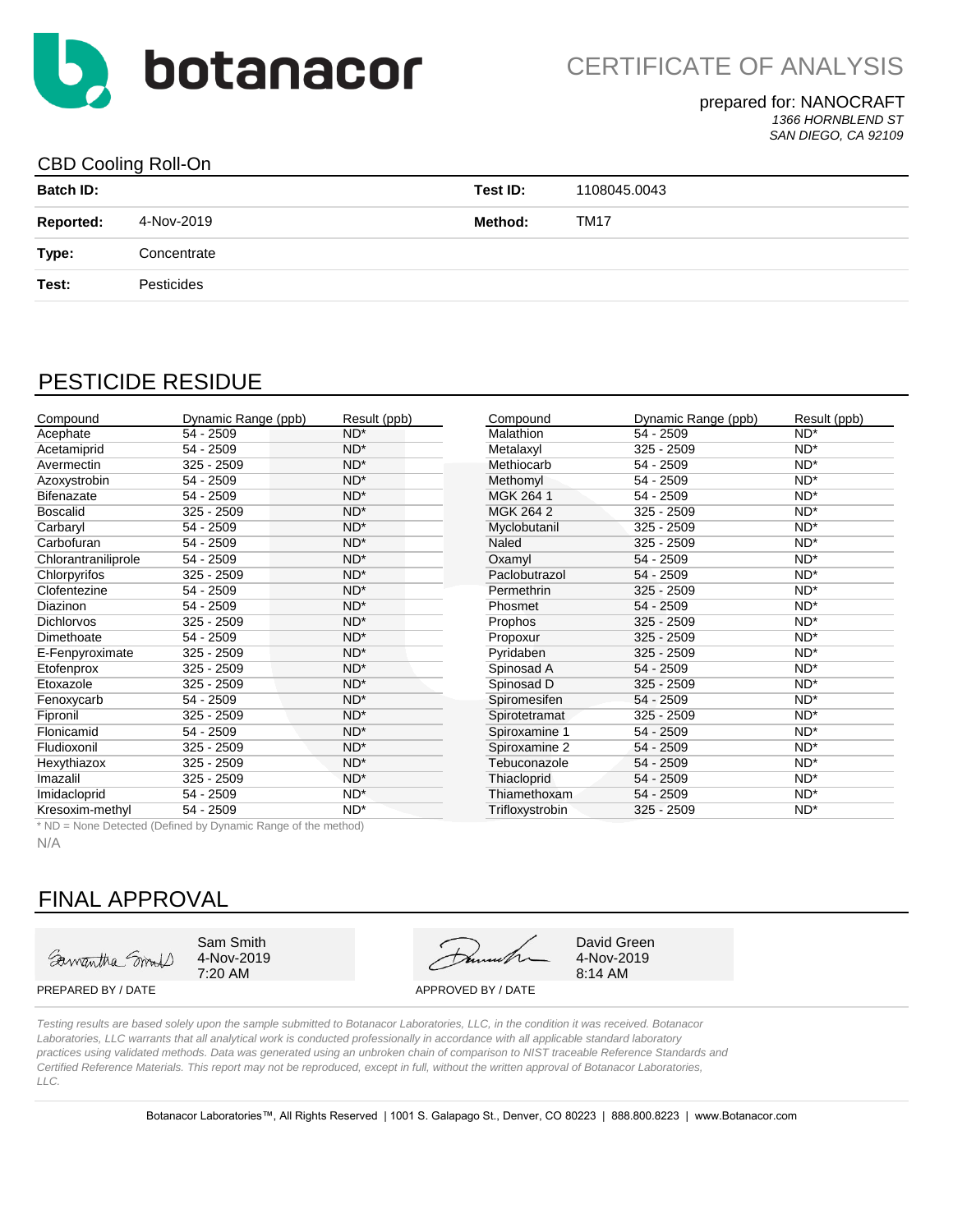# botanacor

## CERTIFICATE OF ANALYSIS

prepared for: NANOCRAFT
*1366 HORNBLEND ST*
*SAN DIEGO, CA 92109*

### CBD Cooling Roll-On

| | | | |
|---|---|---|---|
| **Batch ID:** | | **Test ID:** | 1108045.0043 |
| **Reported:** | 4-Nov-2019 | **Method:** | TM17 |
| **Type:** | Concentrate | | |
| **Test:** | Pesticides | | |

## PESTICIDE RESIDUE

| Compound | Dynamic Range (ppb) | Result (ppb) | Compound | Dynamic Range (ppb) | Result (ppb) |
|---|---|---|---|---|---|
| Acephate | 54 - 2509 | ND* | Malathion | 54 - 2509 | ND* |
| Acetamiprid | 54 - 2509 | ND* | Metalaxyl | 325 - 2509 | ND* |
| Avermectin | 325 - 2509 | ND* | Methiocarb | 54 - 2509 | ND* |
| Azoxystrobin | 54 - 2509 | ND* | Methomyl | 54 - 2509 | ND* |
| Bifenazate | 54 - 2509 | ND* | MGK 264 1 | 54 - 2509 | ND* |
| Boscalid | 325 - 2509 | ND* | MGK 264 2 | 325 - 2509 | ND* |
| Carbaryl | 54 - 2509 | ND* | Myclobutanil | 325 - 2509 | ND* |
| Carbofuran | 54 - 2509 | ND* | Naled | 325 - 2509 | ND* |
| Chlorantraniliprole | 54 - 2509 | ND* | Oxamyl | 54 - 2509 | ND* |
| Chlorpyrifos | 325 - 2509 | ND* | Paclobutrazol | 54 - 2509 | ND* |
| Clofentezine | 54 - 2509 | ND* | Permethrin | 325 - 2509 | ND* |
| Diazinon | 54 - 2509 | ND* | Phosmet | 54 - 2509 | ND* |
| Dichlorvos | 325 - 2509 | ND* | Prophos | 325 - 2509 | ND* |
| Dimethoate | 54 - 2509 | ND* | Propoxur | 325 - 2509 | ND* |
| E-Fenpyroximate | 325 - 2509 | ND* | Pyridaben | 325 - 2509 | ND* |
| Etofenprox | 325 - 2509 | ND* | Spinosad A | 54 - 2509 | ND* |
| Etoxazole | 325 - 2509 | ND* | Spinosad D | 325 - 2509 | ND* |
| Fenoxycarb | 54 - 2509 | ND* | Spiromesifen | 54 - 2509 | ND* |
| Fipronil | 325 - 2509 | ND* | Spirotetramat | 325 - 2509 | ND* |
| Flonicamid | 54 - 2509 | ND* | Spiroxamine 1 | 54 - 2509 | ND* |
| Fludioxonil | 325 - 2509 | ND* | Spiroxamine 2 | 54 - 2509 | ND* |
| Hexythiazox | 325 - 2509 | ND* | Tebuconazole | 54 - 2509 | ND* |
| Imazalil | 325 - 2509 | ND* | Thiacloprid | 54 - 2509 | ND* |
| Imidacloprid | 54 - 2509 | ND* | Thiamethoxam | 54 - 2509 | ND* |
| Kresoxim-methyl | 54 - 2509 | ND* | Trifloxystrobin | 325 - 2509 | ND* |

* ND = None Detected (Defined by Dynamic Range of the method)

N/A

## FINAL APPROVAL

Sam Smith
4-Nov-2019
7:20 AM

PREPARED BY / DATE

David Green
4-Nov-2019
8:14 AM

APPROVED BY / DATE

*Testing results are based solely upon the sample submitted to Botanacor Laboratories, LLC, in the condition it was received. Botanacor Laboratories, LLC warrants that all analytical work is conducted professionally in accordance with all applicable standard laboratory practices using validated methods. Data was generated using an unbroken chain of comparison to NIST traceable Reference Standards and Certified Reference Materials. This report may not be reproduced, except in full, without the written approval of Botanacor Laboratories, LLC.*

Botanacor Laboratories™, All Rights Reserved | 1001 S. Galapago St., Denver, CO 80223 | 888.800.8223 | www.Botanacor.com